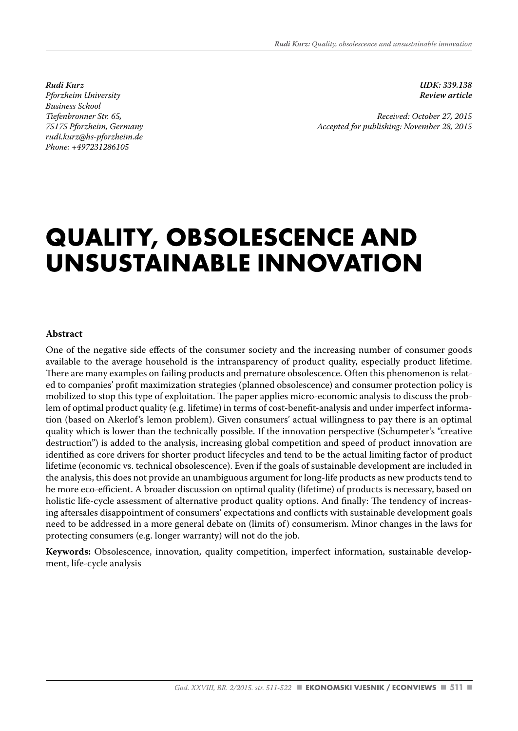*Rudi Kurz*
*Pforzheim University*
*Business School*
*Tiefenbronner Str. 65,*
*75175 Pforzheim, Germany*
*rudi.kurz@hs-pforzheim.de*
*Phone: +497231286105*

***UDK: 339.138***
***Review article***

*Received: October 27, 2015*
*Accepted for publishing: November 28, 2015*

# QUALITY, OBSOLESCENCE AND UNSUSTAINABLE INNOVATION

**Abstract**

One of the negative side effects of the consumer society and the increasing number of consumer goods available to the average household is the intransparency of product quality, especially product lifetime. There are many examples on failing products and premature obsolescence. Often this phenomenon is related to companies' profit maximization strategies (planned obsolescence) and consumer protection policy is mobilized to stop this type of exploitation. The paper applies micro-economic analysis to discuss the problem of optimal product quality (e.g. lifetime) in terms of cost-benefit-analysis and under imperfect information (based on Akerlof's lemon problem). Given consumers' actual willingness to pay there is an optimal quality which is lower than the technically possible. If the innovation perspective (Schumpeter's "creative destruction") is added to the analysis, increasing global competition and speed of product innovation are identified as core drivers for shorter product lifecycles and tend to be the actual limiting factor of product lifetime (economic vs. technical obsolescence). Even if the goals of sustainable development are included in the analysis, this does not provide an unambiguous argument for long-life products as new products tend to be more eco-efficient. A broader discussion on optimal quality (lifetime) of products is necessary, based on holistic life-cycle assessment of alternative product quality options. And finally: The tendency of increasing aftersales disappointment of consumers' expectations and conflicts with sustainable development goals need to be addressed in a more general debate on (limits of) consumerism. Minor changes in the laws for protecting consumers (e.g. longer warranty) will not do the job.

**Keywords:** Obsolescence, innovation, quality competition, imperfect information, sustainable development, life-cycle analysis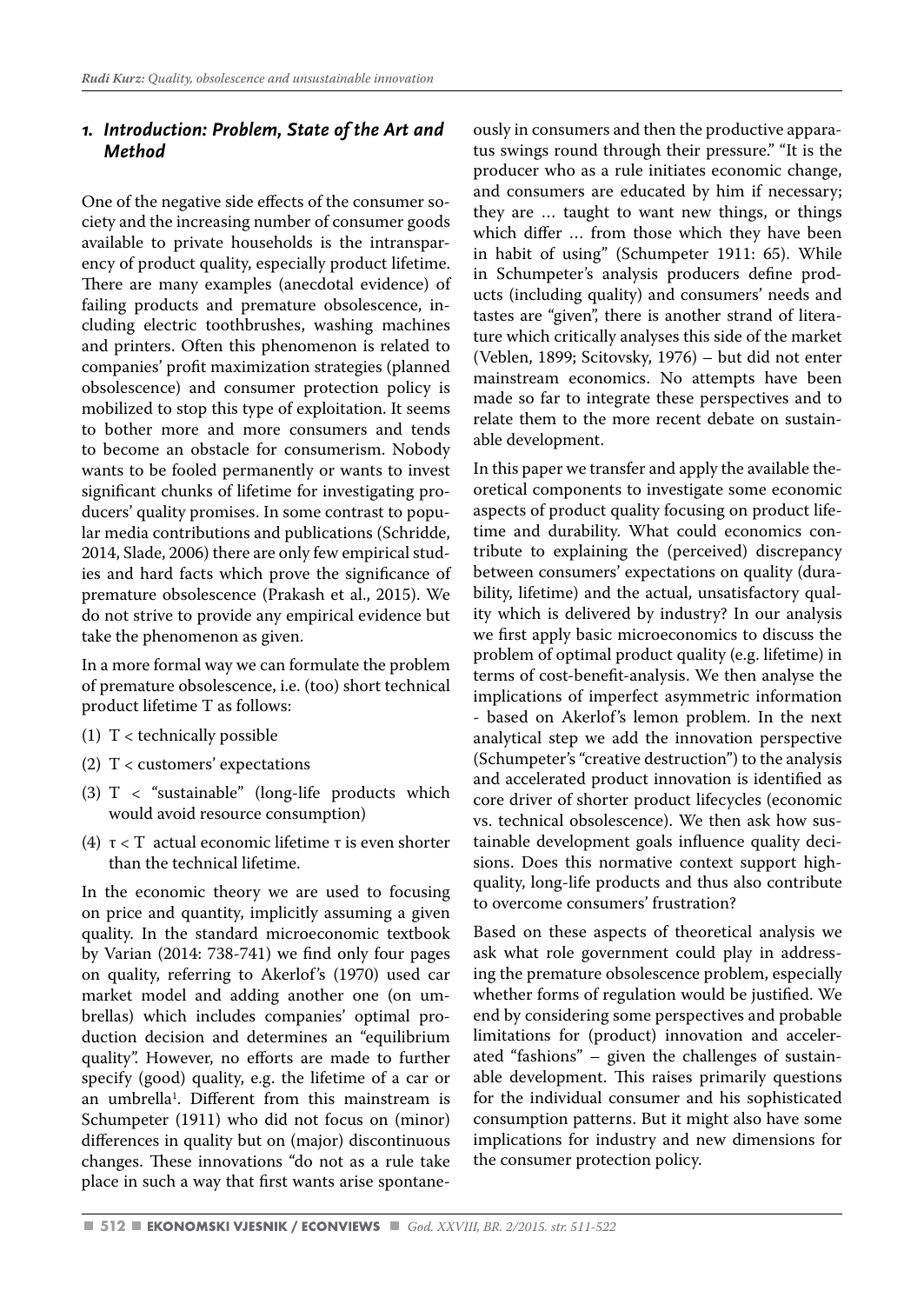## 1. Introduction: Problem, State of the Art and Method

One of the negative side effects of the consumer society and the increasing number of consumer goods available to private households is the intransparency of product quality, especially product lifetime. There are many examples (anecdotal evidence) of failing products and premature obsolescence, including electric toothbrushes, washing machines and printers. Often this phenomenon is related to companies' profit maximization strategies (planned obsolescence) and consumer protection policy is mobilized to stop this type of exploitation. It seems to bother more and more consumers and tends to become an obstacle for consumerism. Nobody wants to be fooled permanently or wants to invest significant chunks of lifetime for investigating producers' quality promises. In some contrast to popular media contributions and publications (Schridde, 2014, Slade, 2006) there are only few empirical studies and hard facts which prove the significance of premature obsolescence (Prakash et al., 2015). We do not strive to provide any empirical evidence but take the phenomenon as given.

In a more formal way we can formulate the problem of premature obsolescence, i.e. (too) short technical product lifetime T as follows:

(1) T < technically possible

(2) T < customers' expectations

(3) T < "sustainable" (long-life products which would avoid resource consumption)

(4) τ < T actual economic lifetime τ is even shorter than the technical lifetime.

In the economic theory we are used to focusing on price and quantity, implicitly assuming a given quality. In the standard microeconomic textbook by Varian (2014: 738-741) we find only four pages on quality, referring to Akerlof's (1970) used car market model and adding another one (on umbrellas) which includes companies' optimal production decision and determines an "equilibrium quality". However, no efforts are made to further specify (good) quality, e.g. the lifetime of a car or an umbrella[1]. Different from this mainstream is Schumpeter (1911) who did not focus on (minor) differences in quality but on (major) discontinuous changes. These innovations "do not as a rule take place in such a way that first wants arise spontaneously in consumers and then the productive apparatus swings round through their pressure." "It is the producer who as a rule initiates economic change, and consumers are educated by him if necessary; they are … taught to want new things, or things which differ … from those which they have been in habit of using" (Schumpeter 1911: 65). While in Schumpeter's analysis producers define products (including quality) and consumers' needs and tastes are "given", there is another strand of literature which critically analyses this side of the market (Veblen, 1899; Scitovsky, 1976) – but did not enter mainstream economics. No attempts have been made so far to integrate these perspectives and to relate them to the more recent debate on sustainable development.

In this paper we transfer and apply the available theoretical components to investigate some economic aspects of product quality focusing on product lifetime and durability. What could economics contribute to explaining the (perceived) discrepancy between consumers' expectations on quality (durability, lifetime) and the actual, unsatisfactory quality which is delivered by industry? In our analysis we first apply basic microeconomics to discuss the problem of optimal product quality (e.g. lifetime) in terms of cost-benefit-analysis. We then analyse the implications of imperfect asymmetric information - based on Akerlof's lemon problem. In the next analytical step we add the innovation perspective (Schumpeter's "creative destruction") to the analysis and accelerated product innovation is identified as core driver of shorter product lifecycles (economic vs. technical obsolescence). We then ask how sustainable development goals influence quality decisions. Does this normative context support high-quality, long-life products and thus also contribute to overcome consumers' frustration?

Based on these aspects of theoretical analysis we ask what role government could play in addressing the premature obsolescence problem, especially whether forms of regulation would be justified. We end by considering some perspectives and probable limitations for (product) innovation and accelerated "fashions" – given the challenges of sustainable development. This raises primarily questions for the individual consumer and his sophisticated consumption patterns. But it might also have some implications for industry and new dimensions for the consumer protection policy.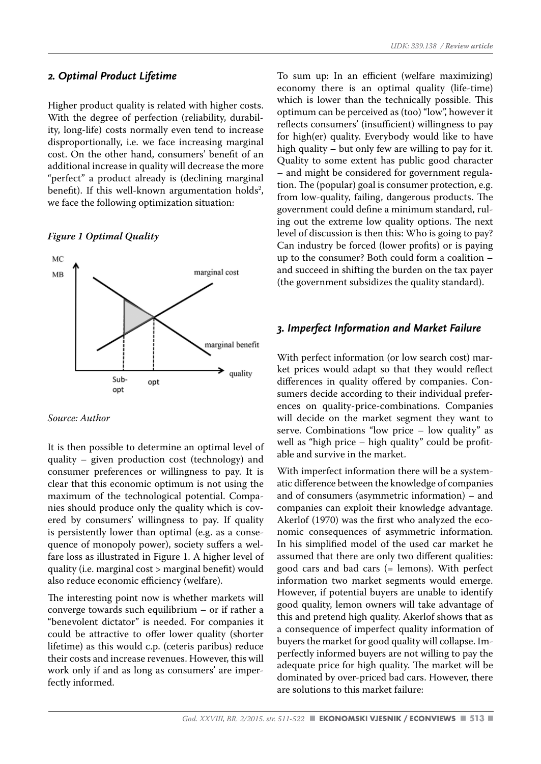## 2. Optimal Product Lifetime

Higher product quality is related with higher costs. With the degree of perfection (reliability, durability, long-life) costs normally even tend to increase disproportionally, i.e. we face increasing marginal cost. On the other hand, consumers' benefit of an additional increase in quality will decrease the more "perfect" a product already is (declining marginal benefit). If this well-known argumentation holds[2], we face the following optimization situation:

***Figure 1 Optimal Quality***

*Source: Author*

It is then possible to determine an optimal level of quality – given production cost (technology) and consumer preferences or willingness to pay. It is clear that this economic optimum is not using the maximum of the technological potential. Companies should produce only the quality which is covered by consumers' willingness to pay. If quality is persistently lower than optimal (e.g. as a consequence of monopoly power), society suffers a welfare loss as illustrated in Figure 1. A higher level of quality (i.e. marginal cost > marginal benefit) would also reduce economic efficiency (welfare).

The interesting point now is whether markets will converge towards such equilibrium – or if rather a "benevolent dictator" is needed. For companies it could be attractive to offer lower quality (shorter lifetime) as this would c.p. (ceteris paribus) reduce their costs and increase revenues. However, this will work only if and as long as consumers' are imperfectly informed.

To sum up: In an efficient (welfare maximizing) economy there is an optimal quality (life-time) which is lower than the technically possible. This optimum can be perceived as (too) "low", however it reflects consumers' (insufficient) willingness to pay for high(er) quality. Everybody would like to have high quality – but only few are willing to pay for it. Quality to some extent has public good character – and might be considered for government regulation. The (popular) goal is consumer protection, e.g. from low-quality, failing, dangerous products. The government could define a minimum standard, ruling out the extreme low quality options. The next level of discussion is then this: Who is going to pay? Can industry be forced (lower profits) or is paying up to the consumer? Both could form a coalition – and succeed in shifting the burden on the tax payer (the government subsidizes the quality standard).

## 3. Imperfect Information and Market Failure

With perfect information (or low search cost) market prices would adapt so that they would reflect differences in quality offered by companies. Consumers decide according to their individual preferences on quality-price-combinations. Companies will decide on the market segment they want to serve. Combinations "low price – low quality" as well as "high price – high quality" could be profitable and survive in the market.

With imperfect information there will be a systematic difference between the knowledge of companies and of consumers (asymmetric information) – and companies can exploit their knowledge advantage. Akerlof (1970) was the first who analyzed the economic consequences of asymmetric information. In his simplified model of the used car market he assumed that there are only two different qualities: good cars and bad cars (= lemons). With perfect information two market segments would emerge. However, if potential buyers are unable to identify good quality, lemon owners will take advantage of this and pretend high quality. Akerlof shows that as a consequence of imperfect quality information of buyers the market for good quality will collapse. Imperfectly informed buyers are not willing to pay the adequate price for high quality. The market will be dominated by over-priced bad cars. However, there are solutions to this market failure: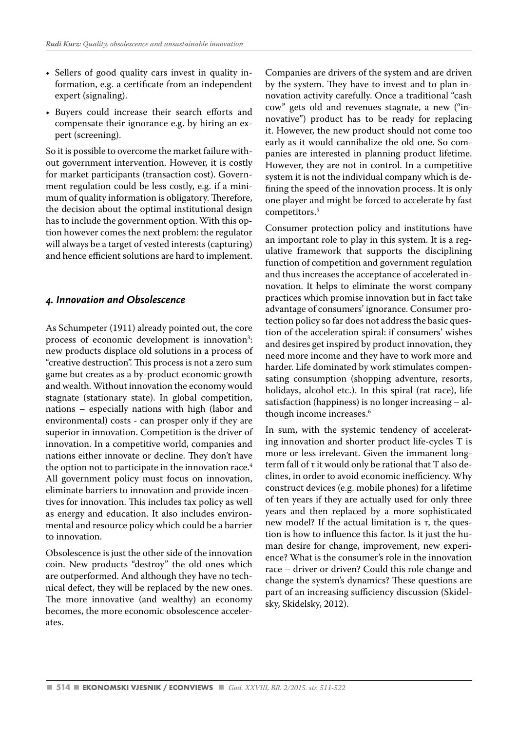- Sellers of good quality cars invest in quality information, e.g. a certificate from an independent expert (signaling).
- Buyers could increase their search efforts and compensate their ignorance e.g. by hiring an expert (screening).

So it is possible to overcome the market failure without government intervention. However, it is costly for market participants (transaction cost). Government regulation could be less costly, e.g. if a minimum of quality information is obligatory. Therefore, the decision about the optimal institutional design has to include the government option. With this option however comes the next problem: the regulator will always be a target of vested interests (capturing) and hence efficient solutions are hard to implement.

## *4. Innovation and Obsolescence*

As Schumpeter (1911) already pointed out, the core process of economic development is innovation[3]: new products displace old solutions in a process of "creative destruction". This process is not a zero sum game but creates as a by-product economic growth and wealth. Without innovation the economy would stagnate (stationary state). In global competition, nations – especially nations with high (labor and environmental) costs - can prosper only if they are superior in innovation. Competition is the driver of innovation. In a competitive world, companies and nations either innovate or decline. They don't have the option not to participate in the innovation race.[4] All government policy must focus on innovation, eliminate barriers to innovation and provide incentives for innovation. This includes tax policy as well as energy and education. It also includes environmental and resource policy which could be a barrier to innovation.

Obsolescence is just the other side of the innovation coin. New products "destroy" the old ones which are outperformed. And although they have no technical defect, they will be replaced by the new ones. The more innovative (and wealthy) an economy becomes, the more economic obsolescence accelerates.

Companies are drivers of the system and are driven by the system. They have to invest and to plan innovation activity carefully. Once a traditional "cash cow" gets old and revenues stagnate, a new ("innovative") product has to be ready for replacing it. However, the new product should not come too early as it would cannibalize the old one. So companies are interested in planning product lifetime. However, they are not in control. In a competitive system it is not the individual company which is defining the speed of the innovation process. It is only one player and might be forced to accelerate by fast competitors.[5]

Consumer protection policy and institutions have an important role to play in this system. It is a regulative framework that supports the disciplining function of competition and government regulation and thus increases the acceptance of accelerated innovation. It helps to eliminate the worst company practices which promise innovation but in fact take advantage of consumers' ignorance. Consumer protection policy so far does not address the basic question of the acceleration spiral: if consumers' wishes and desires get inspired by product innovation, they need more income and they have to work more and harder. Life dominated by work stimulates compensating consumption (shopping adventure, resorts, holidays, alcohol etc.). In this spiral (rat race), life satisfaction (happiness) is no longer increasing – although income increases.[6]

In sum, with the systemic tendency of accelerating innovation and shorter product life-cycles $T$ is more or less irrelevant. Given the immanent long-term fall of $\tau$ it would only be rational that $T$ also declines, in order to avoid economic inefficiency. Why construct devices (e.g. mobile phones) for a lifetime of ten years if they are actually used for only three years and then replaced by a more sophisticated new model? If the actual limitation is $\tau$, the question is how to influence this factor. Is it just the human desire for change, improvement, new experience? What is the consumer's role in the innovation race – driver or driven? Could this role change and change the system's dynamics? These questions are part of an increasing sufficiency discussion (Skidelsky, Skidelsky, 2012).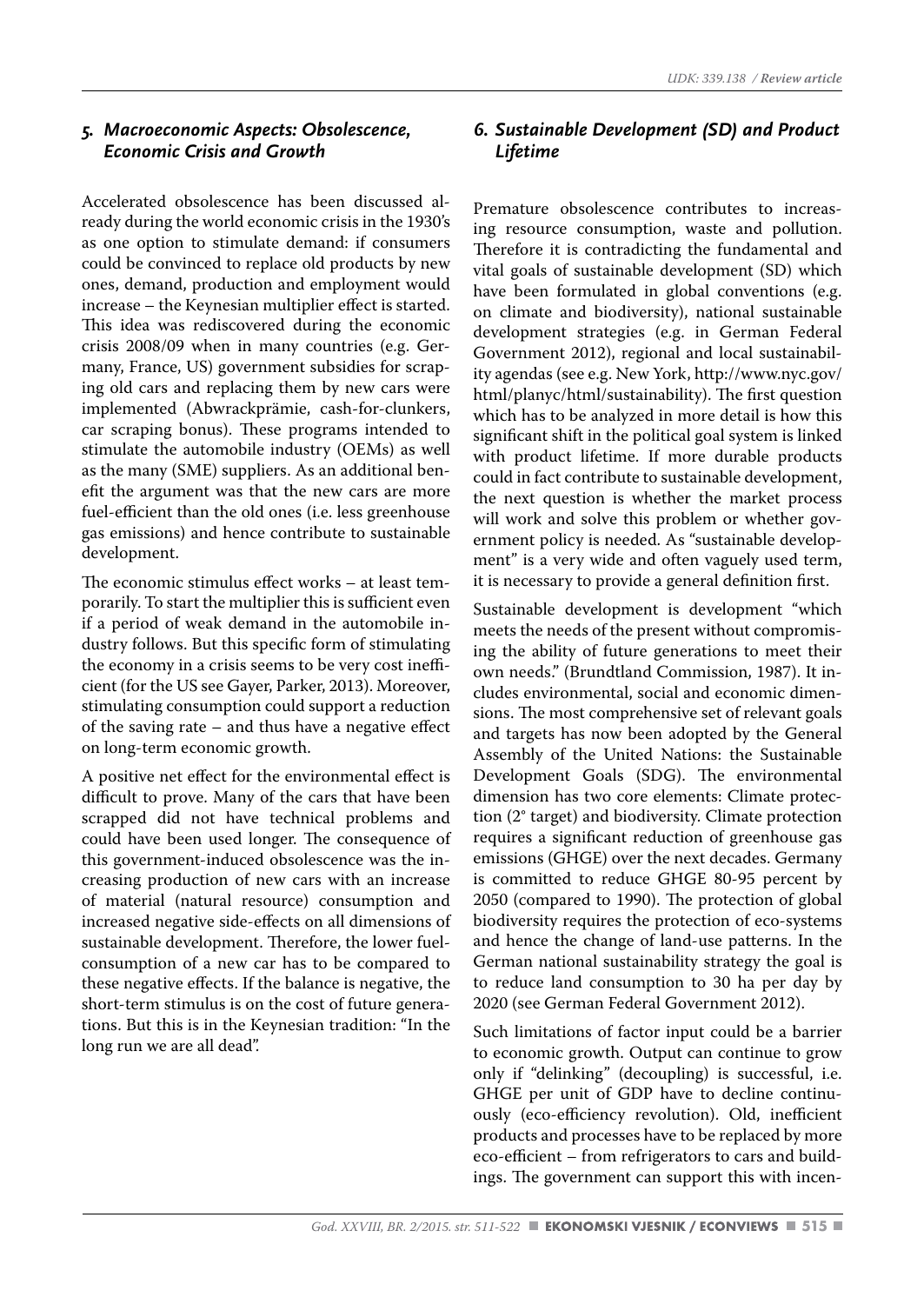## 5. Macroeconomic Aspects: Obsolescence, Economic Crisis and Growth

Accelerated obsolescence has been discussed already during the world economic crisis in the 1930's as one option to stimulate demand: if consumers could be convinced to replace old products by new ones, demand, production and employment would increase – the Keynesian multiplier effect is started. This idea was rediscovered during the economic crisis 2008/09 when in many countries (e.g. Germany, France, US) government subsidies for scrapping old cars and replacing them by new cars were implemented (Abwrackprämie, cash-for-clunkers, car scraping bonus). These programs intended to stimulate the automobile industry (OEMs) as well as the many (SME) suppliers. As an additional benefit the argument was that the new cars are more fuel-efficient than the old ones (i.e. less greenhouse gas emissions) and hence contribute to sustainable development.

The economic stimulus effect works – at least temporarily. To start the multiplier this is sufficient even if a period of weak demand in the automobile industry follows. But this specific form of stimulating the economy in a crisis seems to be very cost inefficient (for the US see Gayer, Parker, 2013). Moreover, stimulating consumption could support a reduction of the saving rate – and thus have a negative effect on long-term economic growth.

A positive net effect for the environmental effect is difficult to prove. Many of the cars that have been scrapped did not have technical problems and could have been used longer. The consequence of this government-induced obsolescence was the increasing production of new cars with an increase of material (natural resource) consumption and increased negative side-effects on all dimensions of sustainable development. Therefore, the lower fuel-consumption of a new car has to be compared to these negative effects. If the balance is negative, the short-term stimulus is on the cost of future generations. But this is in the Keynesian tradition: "In the long run we are all dead".

## 6. Sustainable Development (SD) and Product Lifetime

Premature obsolescence contributes to increasing resource consumption, waste and pollution. Therefore it is contradicting the fundamental and vital goals of sustainable development (SD) which have been formulated in global conventions (e.g. on climate and biodiversity), national sustainable development strategies (e.g. in German Federal Government 2012), regional and local sustainability agendas (see e.g. New York, http://www.nyc.gov/html/planyc/html/sustainability). The first question which has to be analyzed in more detail is how this significant shift in the political goal system is linked with product lifetime. If more durable products could in fact contribute to sustainable development, the next question is whether the market process will work and solve this problem or whether government policy is needed. As "sustainable development" is a very wide and often vaguely used term, it is necessary to provide a general definition first.

Sustainable development is development "which meets the needs of the present without compromising the ability of future generations to meet their own needs." (Brundtland Commission, 1987). It includes environmental, social and economic dimensions. The most comprehensive set of relevant goals and targets has now been adopted by the General Assembly of the United Nations: the Sustainable Development Goals (SDG). The environmental dimension has two core elements: Climate protection (2° target) and biodiversity. Climate protection requires a significant reduction of greenhouse gas emissions (GHGE) over the next decades. Germany is committed to reduce GHGE 80-95 percent by 2050 (compared to 1990). The protection of global biodiversity requires the protection of eco-systems and hence the change of land-use patterns. In the German national sustainability strategy the goal is to reduce land consumption to 30 ha per day by 2020 (see German Federal Government 2012).

Such limitations of factor input could be a barrier to economic growth. Output can continue to grow only if "delinking" (decoupling) is successful, i.e. GHGE per unit of GDP have to decline continuously (eco-efficiency revolution). Old, inefficient products and processes have to be replaced by more eco-efficient – from refrigerators to cars and buildings. The government can support this with incen-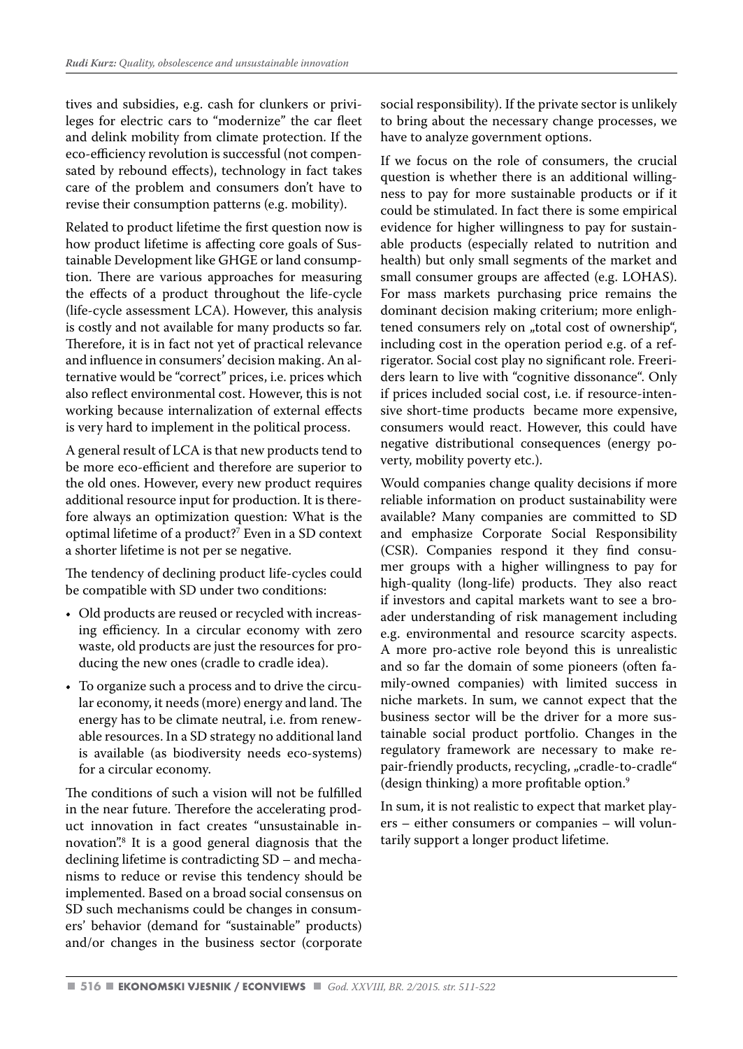tives and subsidies, e.g. cash for clunkers or privileges for electric cars to "modernize" the car fleet and delink mobility from climate protection. If the eco-efficiency revolution is successful (not compensated by rebound effects), technology in fact takes care of the problem and consumers don't have to revise their consumption patterns (e.g. mobility).

Related to product lifetime the first question now is how product lifetime is affecting core goals of Sustainable Development like GHGE or land consumption. There are various approaches for measuring the effects of a product throughout the life-cycle (life-cycle assessment LCA). However, this analysis is costly and not available for many products so far. Therefore, it is in fact not yet of practical relevance and influence in consumers' decision making. An alternative would be "correct" prices, i.e. prices which also reflect environmental cost. However, this is not working because internalization of external effects is very hard to implement in the political process.

A general result of LCA is that new products tend to be more eco-efficient and therefore are superior to the old ones. However, every new product requires additional resource input for production. It is therefore always an optimization question: What is the optimal lifetime of a product?[7] Even in a SD context a shorter lifetime is not per se negative.

The tendency of declining product life-cycles could be compatible with SD under two conditions:

- Old products are reused or recycled with increasing efficiency. In a circular economy with zero waste, old products are just the resources for producing the new ones (cradle to cradle idea).
- To organize such a process and to drive the circular economy, it needs (more) energy and land. The energy has to be climate neutral, i.e. from renewable resources. In a SD strategy no additional land is available (as biodiversity needs eco-systems) for a circular economy.

The conditions of such a vision will not be fulfilled in the near future. Therefore the accelerating product innovation in fact creates "unsustainable innovation".[8] It is a good general diagnosis that the declining lifetime is contradicting SD – and mechanisms to reduce or revise this tendency should be implemented. Based on a broad social consensus on SD such mechanisms could be changes in consumers' behavior (demand for "sustainable" products) and/or changes in the business sector (corporate social responsibility). If the private sector is unlikely to bring about the necessary change processes, we have to analyze government options.

If we focus on the role of consumers, the crucial question is whether there is an additional willingness to pay for more sustainable products or if it could be stimulated. In fact there is some empirical evidence for higher willingness to pay for sustainable products (especially related to nutrition and health) but only small segments of the market and small consumer groups are affected (e.g. LOHAS). For mass markets purchasing price remains the dominant decision making criterium; more enlightened consumers rely on „total cost of ownership", including cost in the operation period e.g. of a refrigerator. Social cost play no significant role. Freeriders learn to live with "cognitive dissonance". Only if prices included social cost, i.e. if resource-intensive short-time products became more expensive, consumers would react. However, this could have negative distributional consequences (energy poverty, mobility poverty etc.).

Would companies change quality decisions if more reliable information on product sustainability were available? Many companies are committed to SD and emphasize Corporate Social Responsibility (CSR). Companies respond it they find consumer groups with a higher willingness to pay for high-quality (long-life) products. They also react if investors and capital markets want to see a broader understanding of risk management including e.g. environmental and resource scarcity aspects. A more pro-active role beyond this is unrealistic and so far the domain of some pioneers (often family-owned companies) with limited success in niche markets. In sum, we cannot expect that the business sector will be the driver for a more sustainable social product portfolio. Changes in the regulatory framework are necessary to make repair-friendly products, recycling, „cradle-to-cradle" (design thinking) a more profitable option.[9]

In sum, it is not realistic to expect that market players – either consumers or companies – will voluntarily support a longer product lifetime.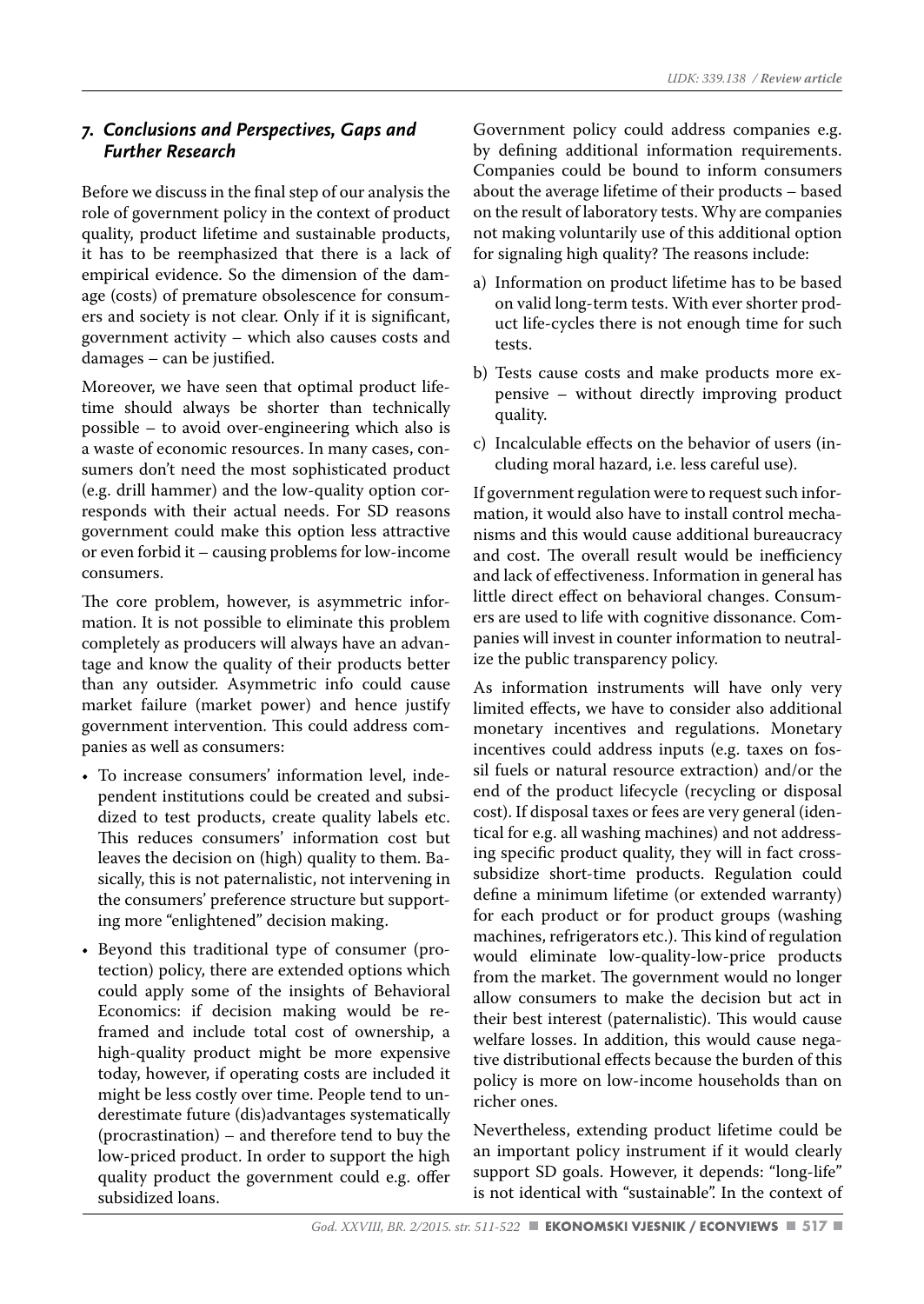## 7. Conclusions and Perspectives, Gaps and Further Research

Before we discuss in the final step of our analysis the role of government policy in the context of product quality, product lifetime and sustainable products, it has to be reemphasized that there is a lack of empirical evidence. So the dimension of the damage (costs) of premature obsolescence for consumers and society is not clear. Only if it is significant, government activity – which also causes costs and damages – can be justified.

Moreover, we have seen that optimal product lifetime should always be shorter than technically possible – to avoid over-engineering which also is a waste of economic resources. In many cases, consumers don't need the most sophisticated product (e.g. drill hammer) and the low-quality option corresponds with their actual needs. For SD reasons government could make this option less attractive or even forbid it – causing problems for low-income consumers.

The core problem, however, is asymmetric information. It is not possible to eliminate this problem completely as producers will always have an advantage and know the quality of their products better than any outsider. Asymmetric info could cause market failure (market power) and hence justify government intervention. This could address companies as well as consumers:

- To increase consumers' information level, independent institutions could be created and subsidized to test products, create quality labels etc. This reduces consumers' information cost but leaves the decision on (high) quality to them. Basically, this is not paternalistic, not intervening in the consumers' preference structure but supporting more "enlightened" decision making.
- Beyond this traditional type of consumer (protection) policy, there are extended options which could apply some of the insights of Behavioral Economics: if decision making would be reframed and include total cost of ownership, a high-quality product might be more expensive today, however, if operating costs are included it might be less costly over time. People tend to underestimate future (dis)advantages systematically (procrastination) – and therefore tend to buy the low-priced product. In order to support the high quality product the government could e.g. offer subsidized loans.

Government policy could address companies e.g. by defining additional information requirements. Companies could be bound to inform consumers about the average lifetime of their products – based on the result of laboratory tests. Why are companies not making voluntarily use of this additional option for signaling high quality? The reasons include:

a) Information on product lifetime has to be based on valid long-term tests. With ever shorter product life-cycles there is not enough time for such tests.

b) Tests cause costs and make products more expensive – without directly improving product quality.

c) Incalculable effects on the behavior of users (including moral hazard, i.e. less careful use).

If government regulation were to request such information, it would also have to install control mechanisms and this would cause additional bureaucracy and cost. The overall result would be inefficiency and lack of effectiveness. Information in general has little direct effect on behavioral changes. Consumers are used to life with cognitive dissonance. Companies will invest in counter information to neutralize the public transparency policy.

As information instruments will have only very limited effects, we have to consider also additional monetary incentives and regulations. Monetary incentives could address inputs (e.g. taxes on fossil fuels or natural resource extraction) and/or the end of the product lifecycle (recycling or disposal cost). If disposal taxes or fees are very general (identical for e.g. all washing machines) and not addressing specific product quality, they will in fact cross-subsidize short-time products. Regulation could define a minimum lifetime (or extended warranty) for each product or for product groups (washing machines, refrigerators etc.). This kind of regulation would eliminate low-quality-low-price products from the market. The government would no longer allow consumers to make the decision but act in their best interest (paternalistic). This would cause welfare losses. In addition, this would cause negative distributional effects because the burden of this policy is more on low-income households than on richer ones.

Nevertheless, extending product lifetime could be an important policy instrument if it would clearly support SD goals. However, it depends: "long-life" is not identical with "sustainable". In the context of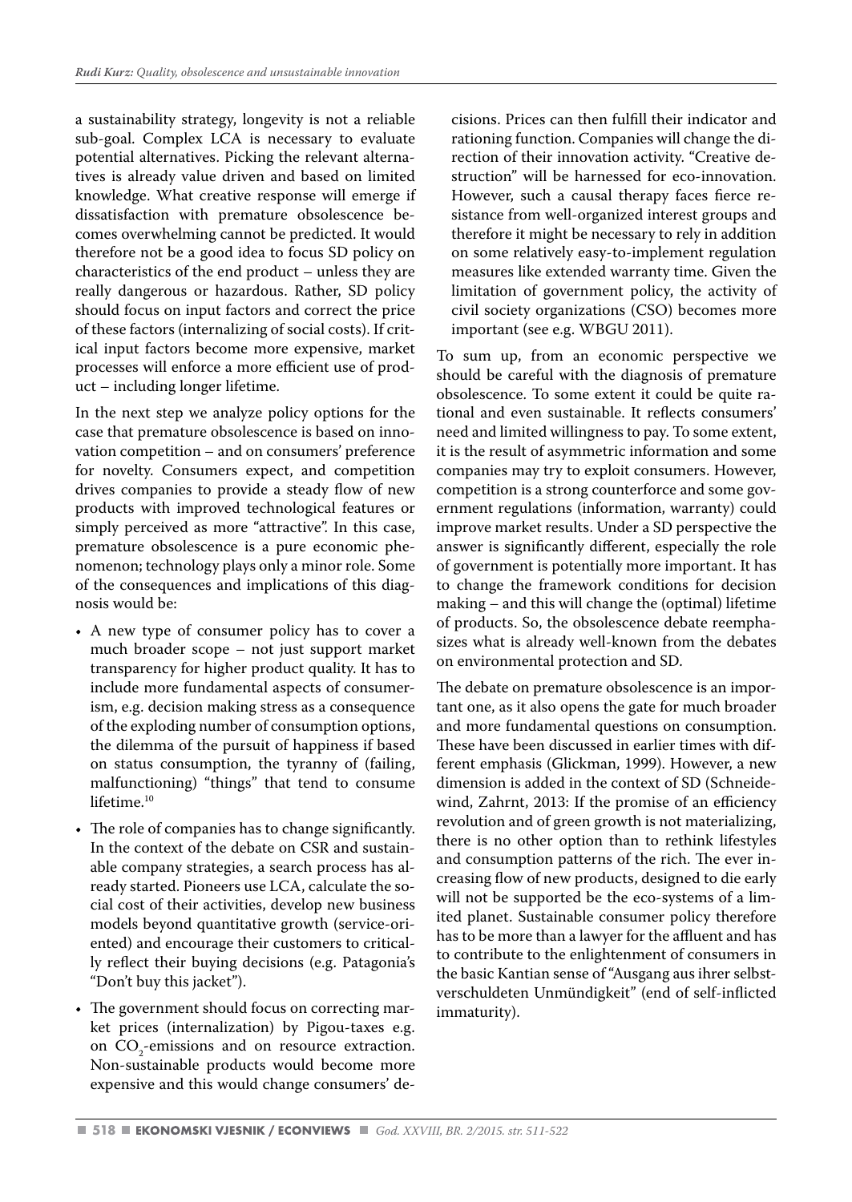a sustainability strategy, longevity is not a reliable sub-goal. Complex LCA is necessary to evaluate potential alternatives. Picking the relevant alternatives is already value driven and based on limited knowledge. What creative response will emerge if dissatisfaction with premature obsolescence becomes overwhelming cannot be predicted. It would therefore not be a good idea to focus SD policy on characteristics of the end product – unless they are really dangerous or hazardous. Rather, SD policy should focus on input factors and correct the price of these factors (internalizing of social costs). If critical input factors become more expensive, market processes will enforce a more efficient use of product – including longer lifetime.

In the next step we analyze policy options for the case that premature obsolescence is based on innovation competition – and on consumers' preference for novelty. Consumers expect, and competition drives companies to provide a steady flow of new products with improved technological features or simply perceived as more "attractive". In this case, premature obsolescence is a pure economic phenomenon; technology plays only a minor role. Some of the consequences and implications of this diagnosis would be:

- A new type of consumer policy has to cover a much broader scope – not just support market transparency for higher product quality. It has to include more fundamental aspects of consumerism, e.g. decision making stress as a consequence of the exploding number of consumption options, the dilemma of the pursuit of happiness if based on status consumption, the tyranny of (failing, malfunctioning) "things" that tend to consume lifetime.[10]
- The role of companies has to change significantly. In the context of the debate on CSR and sustainable company strategies, a search process has already started. Pioneers use LCA, calculate the social cost of their activities, develop new business models beyond quantitative growth (service-oriented) and encourage their customers to critically reflect their buying decisions (e.g. Patagonia's "Don't buy this jacket").
- The government should focus on correcting market prices (internalization) by Pigou-taxes e.g. on $CO_2$-emissions and on resource extraction. Non-sustainable products would become more expensive and this would change consumers' decisions. Prices can then fulfill their indicator and rationing function. Companies will change the direction of their innovation activity. "Creative destruction" will be harnessed for eco-innovation. However, such a causal therapy faces fierce resistance from well-organized interest groups and therefore it might be necessary to rely in addition on some relatively easy-to-implement regulation measures like extended warranty time. Given the limitation of government policy, the activity of civil society organizations (CSO) becomes more important (see e.g. WBGU 2011).

To sum up, from an economic perspective we should be careful with the diagnosis of premature obsolescence. To some extent it could be quite rational and even sustainable. It reflects consumers' need and limited willingness to pay. To some extent, it is the result of asymmetric information and some companies may try to exploit consumers. However, competition is a strong counterforce and some government regulations (information, warranty) could improve market results. Under a SD perspective the answer is significantly different, especially the role of government is potentially more important. It has to change the framework conditions for decision making – and this will change the (optimal) lifetime of products. So, the obsolescence debate reemphasizes what is already well-known from the debates on environmental protection and SD.

The debate on premature obsolescence is an important one, as it also opens the gate for much broader and more fundamental questions on consumption. These have been discussed in earlier times with different emphasis (Glickman, 1999). However, a new dimension is added in the context of SD (Schneidewind, Zahrnt, 2013: If the promise of an efficiency revolution and of green growth is not materializing, there is no other option than to rethink lifestyles and consumption patterns of the rich. The ever increasing flow of new products, designed to die early will not be supported be the eco-systems of a limited planet. Sustainable consumer policy therefore has to be more than a lawyer for the affluent and has to contribute to the enlightenment of consumers in the basic Kantian sense of "Ausgang aus ihrer selbstverschuldeten Unmündigkeit" (end of self-inflicted immaturity).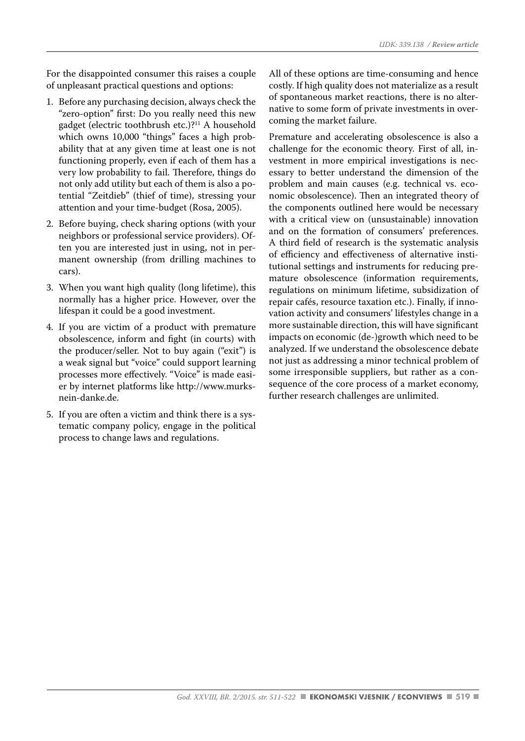For the disappointed consumer this raises a couple of unpleasant practical questions and options:

1. Before any purchasing decision, always check the "zero-option" first: Do you really need this new gadget (electric toothbrush etc.)?[11] A household which owns 10,000 "things" faces a high probability that at any given time at least one is not functioning properly, even if each of them has a very low probability to fail. Therefore, things do not only add utility but each of them is also a potential "Zeitdieb" (thief of time), stressing your attention and your time-budget (Rosa, 2005).
2. Before buying, check sharing options (with your neighbors or professional service providers). Often you are interested just in using, not in permanent ownership (from drilling machines to cars).
3. When you want high quality (long lifetime), this normally has a higher price. However, over the lifespan it could be a good investment.
4. If you are victim of a product with premature obsolescence, inform and fight (in courts) with the producer/seller. Not to buy again ("exit") is a weak signal but "voice" could support learning processes more effectively. "Voice" is made easier by internet platforms like http://www.murks-nein-danke.de.
5. If you are often a victim and think there is a systematic company policy, engage in the political process to change laws and regulations.

All of these options are time-consuming and hence costly. If high quality does not materialize as a result of spontaneous market reactions, there is no alternative to some form of private investments in overcoming the market failure.

Premature and accelerating obsolescence is also a challenge for the economic theory. First of all, investment in more empirical investigations is necessary to better understand the dimension of the problem and main causes (e.g. technical vs. economic obsolescence). Then an integrated theory of the components outlined here would be necessary with a critical view on (unsustainable) innovation and on the formation of consumers' preferences. A third field of research is the systematic analysis of efficiency and effectiveness of alternative institutional settings and instruments for reducing premature obsolescence (information requirements, regulations on minimum lifetime, subsidization of repair cafés, resource taxation etc.). Finally, if innovation activity and consumers' lifestyles change in a more sustainable direction, this will have significant impacts on economic (de-)growth which need to be analyzed. If we understand the obsolescence debate not just as addressing a minor technical problem of some irresponsible suppliers, but rather as a consequence of the core process of a market economy, further research challenges are unlimited.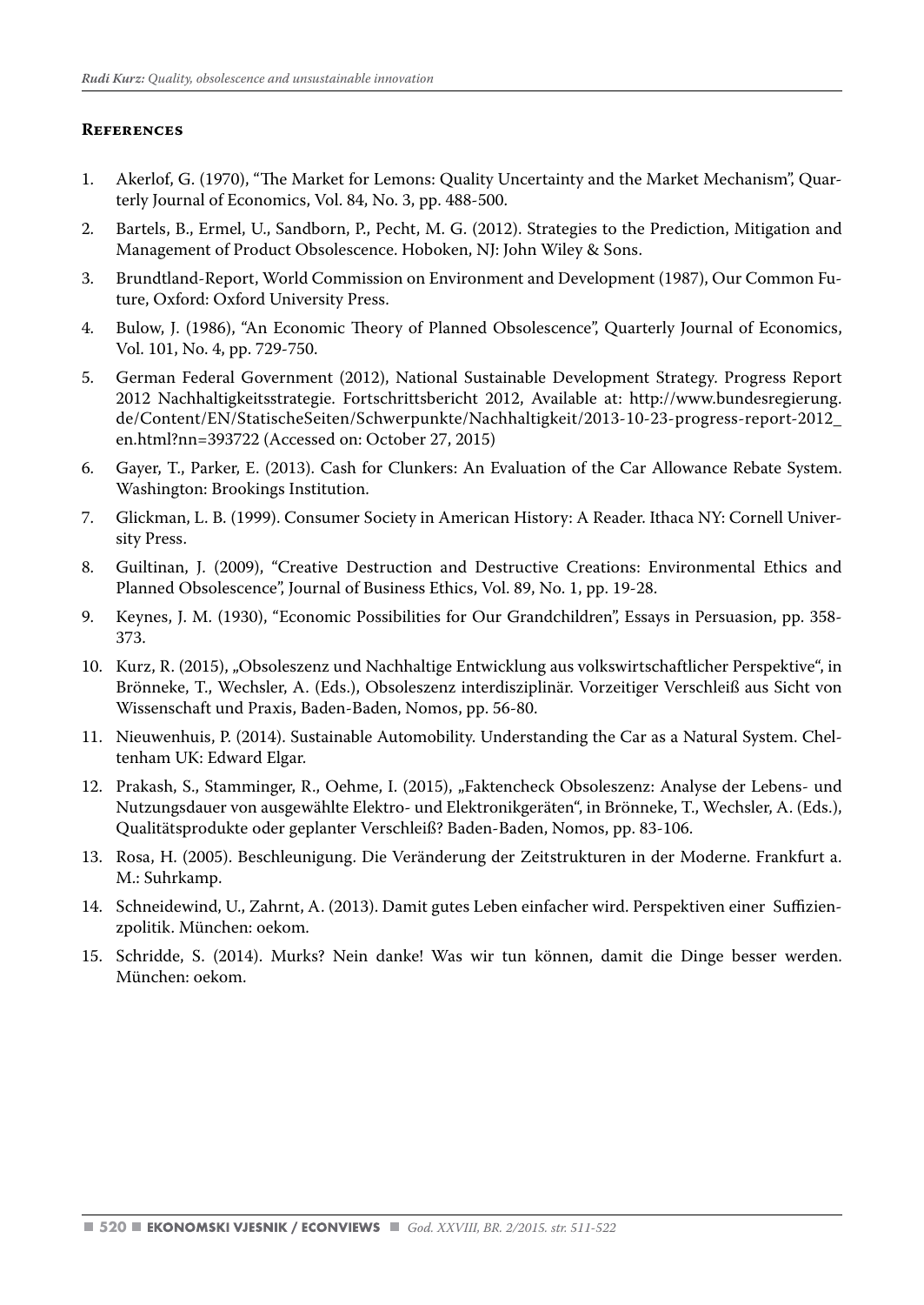## References

1. Akerlof, G. (1970), "The Market for Lemons: Quality Uncertainty and the Market Mechanism", Quarterly Journal of Economics, Vol. 84, No. 3, pp. 488-500.
2. Bartels, B., Ermel, U., Sandborn, P., Pecht, M. G. (2012). Strategies to the Prediction, Mitigation and Management of Product Obsolescence. Hoboken, NJ: John Wiley & Sons.
3. Brundtland-Report, World Commission on Environment and Development (1987), Our Common Future, Oxford: Oxford University Press.
4. Bulow, J. (1986), "An Economic Theory of Planned Obsolescence", Quarterly Journal of Economics, Vol. 101, No. 4, pp. 729-750.
5. German Federal Government (2012), National Sustainable Development Strategy. Progress Report 2012 Nachhaltigkeitsstrategie. Fortschrittsbericht 2012, Available at: http://www.bundesregierung.de/Content/EN/StatischeSeiten/Schwerpunkte/Nachhaltigkeit/2013-10-23-progress-report-2012_en.html?nn=393722 (Accessed on: October 27, 2015)
6. Gayer, T., Parker, E. (2013). Cash for Clunkers: An Evaluation of the Car Allowance Rebate System. Washington: Brookings Institution.
7. Glickman, L. B. (1999). Consumer Society in American History: A Reader. Ithaca NY: Cornell University Press.
8. Guiltinan, J. (2009), "Creative Destruction and Destructive Creations: Environmental Ethics and Planned Obsolescence", Journal of Business Ethics, Vol. 89, No. 1, pp. 19-28.
9. Keynes, J. M. (1930), "Economic Possibilities for Our Grandchildren", Essays in Persuasion, pp. 358-373.
10. Kurz, R. (2015), „Obsoleszenz und Nachhaltige Entwicklung aus volkswirtschaftlicher Perspektive", in Brönneke, T., Wechsler, A. (Eds.), Obsoleszenz interdisziplinär. Vorzeitiger Verschleiß aus Sicht von Wissenschaft und Praxis, Baden-Baden, Nomos, pp. 56-80.
11. Nieuwenhuis, P. (2014). Sustainable Automobility. Understanding the Car as a Natural System. Cheltenham UK: Edward Elgar.
12. Prakash, S., Stamminger, R., Oehme, I. (2015), „Faktencheck Obsoleszenz: Analyse der Lebens- und Nutzungsdauer von ausgewählte Elektro- und Elektronikgeräten", in Brönneke, T., Wechsler, A. (Eds.), Qualitätsprodukte oder geplanter Verschleiß? Baden-Baden, Nomos, pp. 83-106.
13. Rosa, H. (2005). Beschleunigung. Die Veränderung der Zeitstrukturen in der Moderne. Frankfurt a. M.: Suhrkamp.
14. Schneidewind, U., Zahrnt, A. (2013). Damit gutes Leben einfacher wird. Perspektiven einer Suffizienzpolitik. München: oekom.
15. Schridde, S. (2014). Murks? Nein danke! Was wir tun können, damit die Dinge besser werden. München: oekom.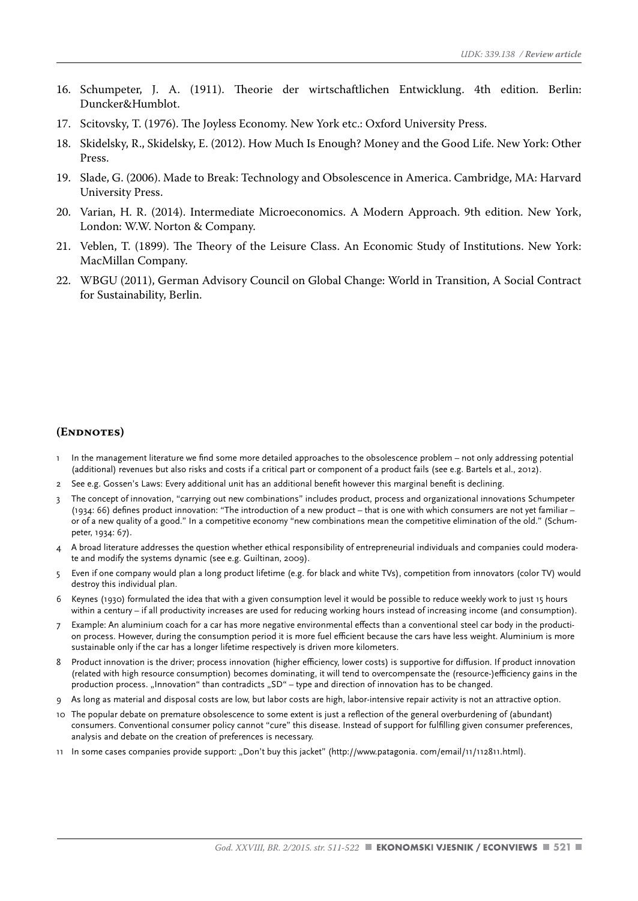16. Schumpeter, J. A. (1911). Theorie der wirtschaftlichen Entwicklung. 4th edition. Berlin: Duncker&Humblot.
17. Scitovsky, T. (1976). The Joyless Economy. New York etc.: Oxford University Press.
18. Skidelsky, R., Skidelsky, E. (2012). How Much Is Enough? Money and the Good Life. New York: Other Press.
19. Slade, G. (2006). Made to Break: Technology and Obsolescence in America. Cambridge, MA: Harvard University Press.
20. Varian, H. R. (2014). Intermediate Microeconomics. A Modern Approach. 9th edition. New York, London: W.W. Norton & Company.
21. Veblen, T. (1899). The Theory of the Leisure Class. An Economic Study of Institutions. New York: MacMillan Company.
22. WBGU (2011), German Advisory Council on Global Change: World in Transition, A Social Contract for Sustainability, Berlin.

## (Endnotes)

1 In the management literature we find some more detailed approaches to the obsolescence problem – not only addressing potential (additional) revenues but also risks and costs if a critical part or component of a product fails (see e.g. Bartels et al., 2012).

2 See e.g. Gossen's Laws: Every additional unit has an additional benefit however this marginal benefit is declining.

3 The concept of innovation, "carrying out new combinations" includes product, process and organizational innovations Schumpeter (1934: 66) defines product innovation: "The introduction of a new product – that is one with which consumers are not yet familiar – or of a new quality of a good." In a competitive economy "new combinations mean the competitive elimination of the old." (Schumpeter, 1934: 67).

4 A broad literature addresses the question whether ethical responsibility of entrepreneurial individuals and companies could moderate and modify the systems dynamic (see e.g. Guiltinan, 2009).

5 Even if one company would plan a long product lifetime (e.g. for black and white TVs), competition from innovators (color TV) would destroy this individual plan.

6 Keynes (1930) formulated the idea that with a given consumption level it would be possible to reduce weekly work to just 15 hours within a century – if all productivity increases are used for reducing working hours instead of increasing income (and consumption).

7 Example: An aluminium coach for a car has more negative environmental effects than a conventional steel car body in the production process. However, during the consumption period it is more fuel efficient because the cars have less weight. Aluminium is more sustainable only if the car has a longer lifetime respectively is driven more kilometers.

8 Product innovation is the driver; process innovation (higher efficiency, lower costs) is supportive for diffusion. If product innovation (related with high resource consumption) becomes dominating, it will tend to overcompensate the (resource-)efficiency gains in the production process. „Innovation" than contradicts „SD" – type and direction of innovation has to be changed.

9 As long as material and disposal costs are low, but labor costs are high, labor-intensive repair activity is not an attractive option.

10 The popular debate on premature obsolescence to some extent is just a reflection of the general overburdening of (abundant) consumers. Conventional consumer policy cannot "cure" this disease. Instead of support for fulfilling given consumer preferences, analysis and debate on the creation of preferences is necessary.

11 In some cases companies provide support: „Don't buy this jacket" (http://www.patagonia. com/email/11/112811.html).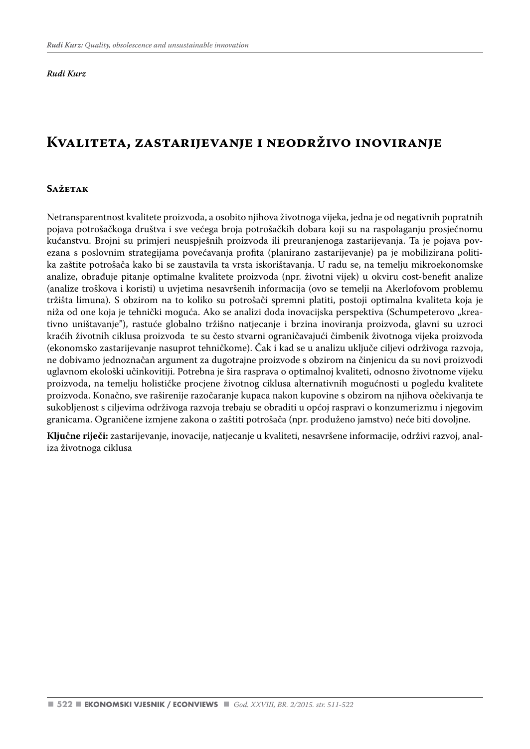*Rudi Kurz*

# Kvaliteta, zastarijevanje i neodrživo inoviranje

## Sažetak

Netransparentnost kvalitete proizvoda, a osobito njihova životnoga vijeka, jedna je od negativnih popratnih pojava potrošačkoga društva i sve većega broja potrošačkih dobara koji su na raspolaganju prosječnomu kućanstvu. Brojni su primjeri neuspješnih proizvoda ili preuranjenoga zastarijevanja. Ta je pojava povezana s poslovnim strategijama povećavanja profita (planirano zastarijevanje) pa je mobilizirana politika zaštite potrošača kako bi se zaustavila ta vrsta iskorištavanja. U radu se, na temelju mikroekonomske analize, obrađuje pitanje optimalne kvalitete proizvoda (npr. životni vijek) u okviru cost-benefit analize (analize troškova i koristi) u uvjetima nesavršenih informacija (ovo se temelji na Akerlofovom problemu tržišta limuna). S obzirom na to koliko su potrošači spremni platiti, postoji optimalna kvaliteta koja je niža od one koja je tehnički moguća. Ako se analizi doda inovacijska perspektiva (Schumpeterovo „kreativno uništavanje"), rastuće globalno tržišno natjecanje i brzina inoviranja proizvoda, glavni su uzroci kraćih životnih ciklusa proizvoda te su često stvarni ograničavajući čimbenik životnoga vijeka proizvoda (ekonomsko zastarijevanje nasuprot tehničkome). Čak i kad se u analizu uključe ciljevi održivoga razvoja, ne dobivamo jednoznačan argument za dugotrajne proizvode s obzirom na činjenicu da su novi proizvodi uglavnom ekološki učinkovitiji. Potrebna je šira rasprava o optimalnoj kvaliteti, odnosno životnome vijeku proizvoda, na temelju holističke procjene životnog ciklusa alternativnih mogućnosti u pogledu kvalitete proizvoda. Konačno, sve raširenije razočaranje kupaca nakon kupovine s obzirom na njihova očekivanja te sukobljenost s ciljevima održivoga razvoja trebaju se obraditi u općoj raspravi o konzumerizmu i njegovim granicama. Ograničene izmjene zakona o zaštiti potrošača (npr. produženo jamstvo) neće biti dovoljne.

**Ključne riječi:** zastarijevanje, inovacije, natjecanje u kvaliteti, nesavršene informacije, održivi razvoj, analiza životnoga ciklusa